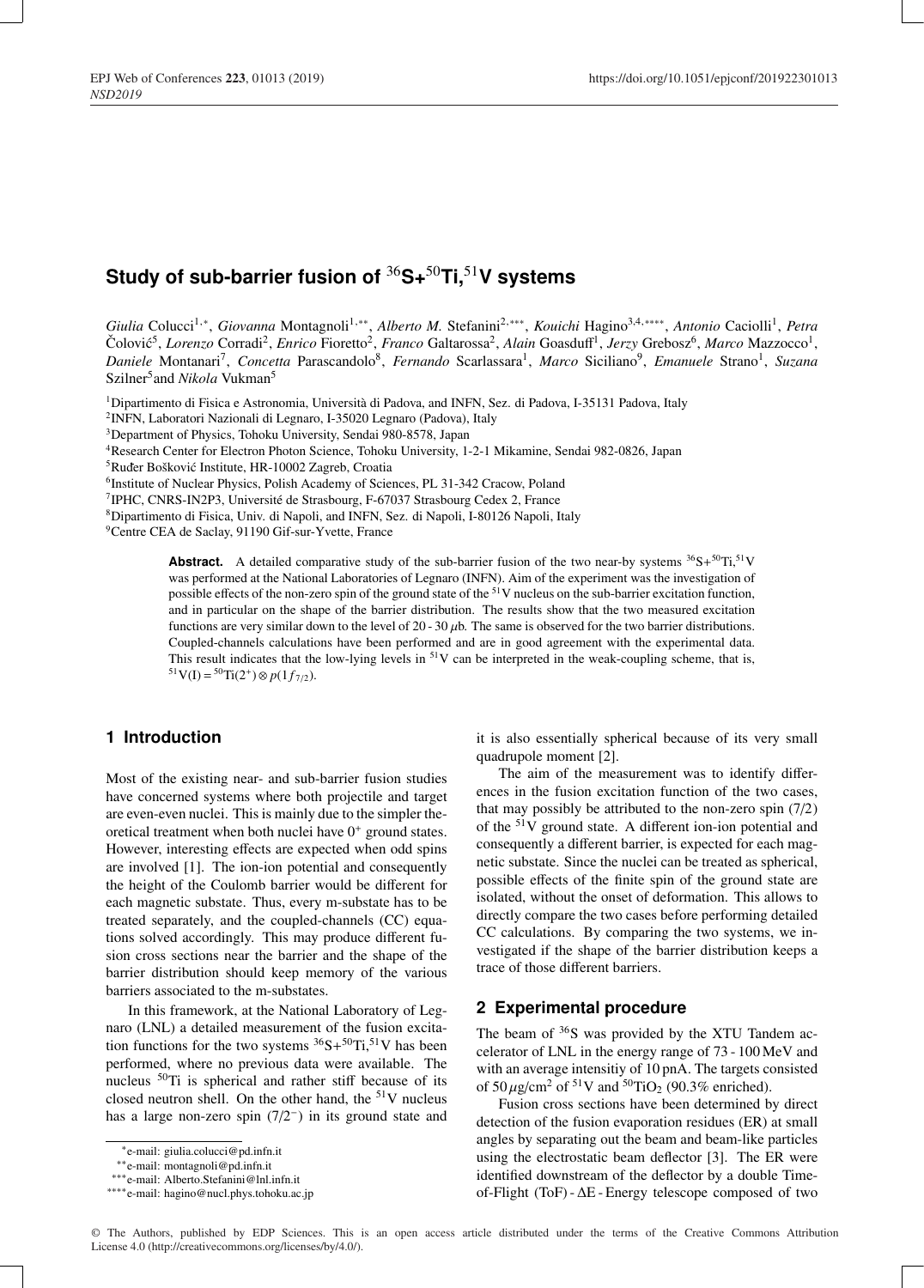# Study of sub-barrier fusion of $^{36}$S+$^{50}$Ti,$^{51}$V systems

*Giulia* Colucci[1,*], *Giovanna* Montagnoli[1,**], *Alberto M.* Stefanini[2,***], *Kouichi* Hagino[3,4,****], *Antonio* Caciolli[1], *Petra* Čolović[5], *Lorenzo* Corradi[2], *Enrico* Fioretto[2], *Franco* Galtarossa[2], *Alain* Goasduff[1], *Jerzy* Grebosz[6], *Marco* Mazzocco[1], *Daniele* Montanari[7], *Concetta* Parascandolo[8], *Fernando* Scarlassara[1], *Marco* Siciliano[9], *Emanuele* Strano[1], *Suzana* Szilner[5] and *Nikola* Vukman[5]

[1]Dipartimento di Fisica e Astronomia, Università di Padova, and INFN, Sez. di Padova, I-35131 Padova, Italy
[2]INFN, Laboratori Nazionali di Legnaro, I-35020 Legnaro (Padova), Italy
[3]Department of Physics, Tohoku University, Sendai 980-8578, Japan
[4]Research Center for Electron Photon Science, Tohoku University, 1-2-1 Mikamine, Sendai 982-0826, Japan
[5]Ruđer Bošković Institute, HR-10002 Zagreb, Croatia
[6]Institute of Nuclear Physics, Polish Academy of Sciences, PL 31-342 Cracow, Poland
[7]IPHC, CNRS-IN2P3, Université de Strasbourg, F-67037 Strasbourg Cedex 2, France
[8]Dipartimento di Fisica, Univ. di Napoli, and INFN, Sez. di Napoli, I-80126 Napoli, Italy
[9]Centre CEA de Saclay, 91190 Gif-sur-Yvette, France

**Abstract.** A detailed comparative study of the sub-barrier fusion of the two near-by systems $^{36}$S+$^{50}$Ti,$^{51}$V was performed at the National Laboratories of Legnaro (INFN). Aim of the experiment was the investigation of possible effects of the non-zero spin of the ground state of the $^{51}$V nucleus on the sub-barrier excitation function, and in particular on the shape of the barrier distribution. The results show that the two measured excitation functions are very similar down to the level of 20 - 30 $\mu$b. The same is observed for the two barrier distributions. Coupled-channels calculations have been performed and are in good agreement with the experimental data. This result indicates that the low-lying levels in $^{51}$V can be interpreted in the weak-coupling scheme, that is, $^{51}$V(I) = $^{50}$Ti(2$^+$) ⊗ $p(1f_{7/2})$.

## 1 Introduction

Most of the existing near- and sub-barrier fusion studies have concerned systems where both projectile and target are even-even nuclei. This is mainly due to the simpler theoretical treatment when both nuclei have 0$^+$ ground states. However, interesting effects are expected when odd spins are involved [1]. The ion-ion potential and consequently the height of the Coulomb barrier would be different for each magnetic substate. Thus, every m-substate has to be treated separately, and the coupled-channels (CC) equations solved accordingly. This may produce different fusion cross sections near the barrier and the shape of the barrier distribution should keep memory of the various barriers associated to the m-substates.

In this framework, at the National Laboratory of Legnaro (LNL) a detailed measurement of the fusion excitation functions for the two systems $^{36}$S+$^{50}$Ti,$^{51}$V has been performed, where no previous data were available. The nucleus $^{50}$Ti is spherical and rather stiff because of its closed neutron shell. On the other hand, the $^{51}$V nucleus has a large non-zero spin (7/2$^-$) in its ground state and it is also essentially spherical because of its very small quadrupole moment [2].

The aim of the measurement was to identify differences in the fusion excitation function of the two cases, that may possibly be attributed to the non-zero spin (7/2) of the $^{51}$V ground state. A different ion-ion potential and consequently a different barrier, is expected for each magnetic substate. Since the nuclei can be treated as spherical, possible effects of the finite spin of the ground state are isolated, without the onset of deformation. This allows to directly compare the two cases before performing detailed CC calculations. By comparing the two systems, we investigated if the shape of the barrier distribution keeps a trace of those different barriers.

## 2 Experimental procedure

The beam of $^{36}$S was provided by the XTU Tandem accelerator of LNL in the energy range of 73 - 100 MeV and with an average intensitiy of 10 pnA. The targets consisted of 50 $\mu$g/cm$^2$ of $^{51}$V and $^{50}$TiO$_2$ (90.3% enriched).

Fusion cross sections have been determined by direct detection of the fusion evaporation residues (ER) at small angles by separating out the beam and beam-like particles using the electrostatic beam deflector [3]. The ER were identified downstream of the deflector by a double Time-of-Flight (ToF) - ΔE - Energy telescope composed of two

*e-mail: giulia.colucci@pd.infn.it
**e-mail: montagnoli@pd.infn.it
***e-mail: Alberto.Stefanini@lnl.infn.it
****e-mail: hagino@nucl.phys.tohoku.ac.jp

© The Authors, published by EDP Sciences. This is an open access article distributed under the terms of the Creative Commons Attribution License 4.0 (http://creativecommons.org/licenses/by/4.0/).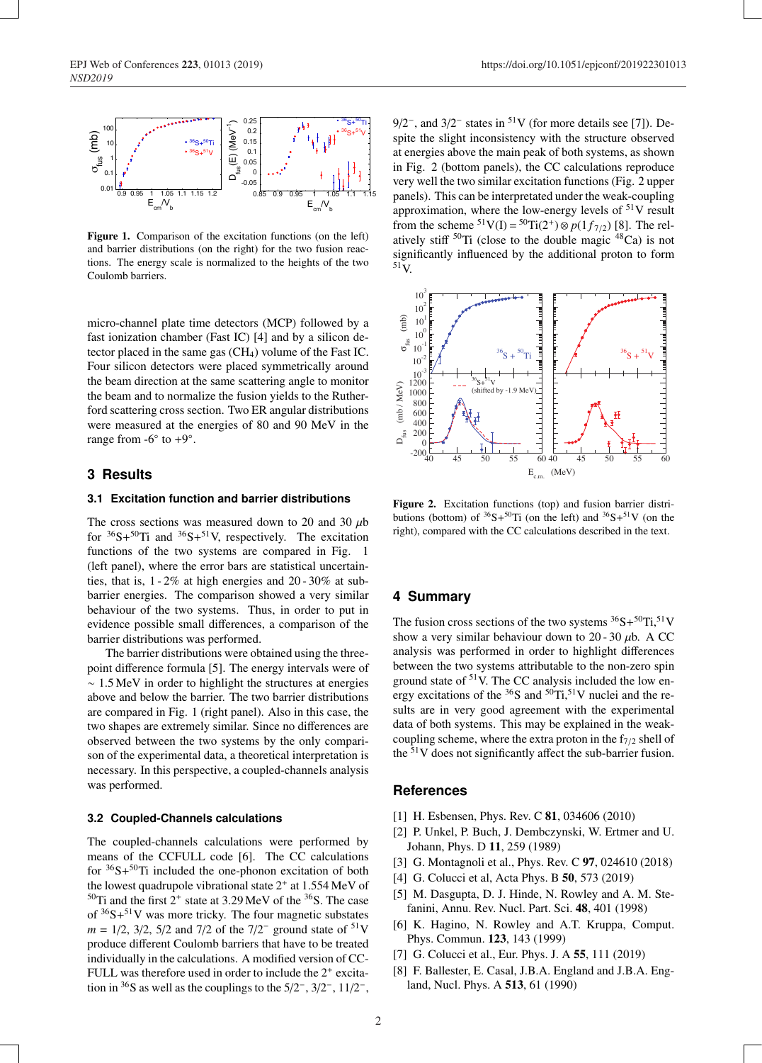100
10
1
0.1
0.01
$\sigma_{fus}$ (mb)
0.9 0.95 1 1.05 1.1 1.15 1.2
$E_{cm}/V_b$
$^{36}$S+$^{50}$Ti
$^{36}$S+$^{51}$V

0.25
0.2
0.15
0.1
0.05
0
-0.05
$D_{fus}(E)$ (MeV$^{-1}$)
0.85 0.9 0.95 1 1.05 1.1 1.15
$E_{cm}/V_b$
$^{36}$S+$^{50}$Ti
$^{36}$S+$^{51}$V

**Figure 1.** Comparison of the excitation functions (on the left) and barrier distributions (on the right) for the two fusion reactions. The energy scale is normalized to the heights of the two Coulomb barriers.

micro-channel plate time detectors (MCP) followed by a fast ionization chamber (Fast IC) [4] and by a silicon detector placed in the same gas ($CH_4$) volume of the Fast IC. Four silicon detectors were placed symmetrically around the beam direction at the same scattering angle to monitor the beam and to normalize the fusion yields to the Rutherford scattering cross section. Two ER angular distributions were measured at the energies of 80 and 90 MeV in the range from -6° to +9°.

## 3 Results

### 3.1 Excitation function and barrier distributions

The cross sections was measured down to 20 and 30 $\mu$b for $^{36}$S+$^{50}$Ti and $^{36}$S+$^{51}$V, respectively. The excitation functions of the two systems are compared in Fig. 1 (left panel), where the error bars are statistical uncertainties, that is, 1 - 2% at high energies and 20 - 30% at sub-barrier energies. The comparison showed a very similar behaviour of the two systems. Thus, in order to put in evidence possible small differences, a comparison of the barrier distributions was performed.

The barrier distributions were obtained using the three-point difference formula [5]. The energy intervals were of ~ 1.5 MeV in order to highlight the structures at energies above and below the barrier. The two barrier distributions are compared in Fig. 1 (right panel). Also in this case, the two shapes are extremely similar. Since no differences are observed between the two systems by the only comparison of the experimental data, a theoretical interpretation is necessary. In this perspective, a coupled-channels analysis was performed.

### 3.2 Coupled-Channels calculations

The coupled-channels calculations were performed by means of the CCFULL code [6]. The CC calculations for $^{36}$S+$^{50}$Ti included the one-phonon excitation of both the lowest quadrupole vibrational state 2$^+$ at 1.554 MeV of $^{50}$Ti and the first 2$^+$ state at 3.29 MeV of the $^{36}$S. The case of $^{36}$S+$^{51}$V was more tricky. The four magnetic substates $m$ = 1/2, 3/2, 5/2 and 7/2 of the 7/2$^-$ ground state of $^{51}$V produce different Coulomb barriers that have to be treated individually in the calculations. A modified version of CCFULL was therefore used in order to include the 2$^+$ excitation in $^{36}$S as well as the couplings to the 5/2$^-$, 3/2$^-$, 11/2$^-$, 9/2$^-$, and 3/2$^-$ states in $^{51}$V (for more details see [7]). Despite the slight inconsistency with the structure observed at energies above the main peak of both systems, as shown in Fig. 2 (bottom panels), the CC calculations reproduce very well the two similar excitation functions (Fig. 2 upper panels). This can be interpretated under the weak-coupling approximation, where the low-energy levels of $^{51}$V result from the scheme $^{51}$V(I) = $^{50}$Ti(2$^+$) ⊗ $p(1f_{7/2})$ [8]. The relatively stiff $^{50}$Ti (close to the double magic $^{48}$Ca) is not significantly influenced by the additional proton to form $^{51}$V.

$10^3$
$10^2$
$10^1$
$10^0$
$10^{-1}$
$10^{-2}$
$10^{-3}$
$\sigma_{fus}$ (mb)
$^{36}$S + $^{50}$Ti
$^{36}$S + $^{51}$V
1200
1000
800
600
400
200
0
-200
$D_{fus}$ (mb / MeV)
$^{36}$S+$^{51}$V (shifted by -1.9 MeV)
40 45 50 55 60 40 45 50 55 60
$E_{c.m.}$ (MeV)

**Figure 2.** Excitation functions (top) and fusion barrier distributions (bottom) of $^{36}$S+$^{50}$Ti (on the left) and $^{36}$S+$^{51}$V (on the right), compared with the CC calculations described in the text.

## 4 Summary

The fusion cross sections of the two systems $^{36}$S+$^{50}$Ti,$^{51}$V show a very similar behaviour down to 20 - 30 $\mu$b. A CC analysis was performed in order to highlight differences between the two systems attributable to the non-zero spin ground state of $^{51}$V. The CC analysis included the low energy excitations of the $^{36}$S and $^{50}$Ti,$^{51}$V nuclei and the results are in very good agreement with the experimental data of both systems. This may be explained in the weak-coupling scheme, where the extra proton in the $f_{7/2}$ shell of the $^{51}$V does not significantly affect the sub-barrier fusion.

## References

[1] H. Esbensen, Phys. Rev. C **81**, 034606 (2010)

[2] P. Unkel, P. Buch, J. Dembczynski, W. Ertmer and U. Johann, Phys. D **11**, 259 (1989)

[3] G. Montagnoli et al., Phys. Rev. C **97**, 024610 (2018)

[4] G. Colucci et al., Acta Phys. B **50**, 573 (2019)

[5] M. Dasgupta, D. J. Hinde, N. Rowley and A. M. Stefanini, Annu. Rev. Nucl. Part. Sci. **48**, 401 (1998)

[6] K. Hagino, N. Rowley and A.T. Kruppa, Comput. Phys. Commun. **123**, 143 (1999)

[7] G. Colucci et al., Eur. Phys. J. A **55**, 111 (2019)

[8] F. Ballester, E. Casal, J.B.A. England and J.B.A. England, Nucl. Phys. A **513**, 61 (1990)